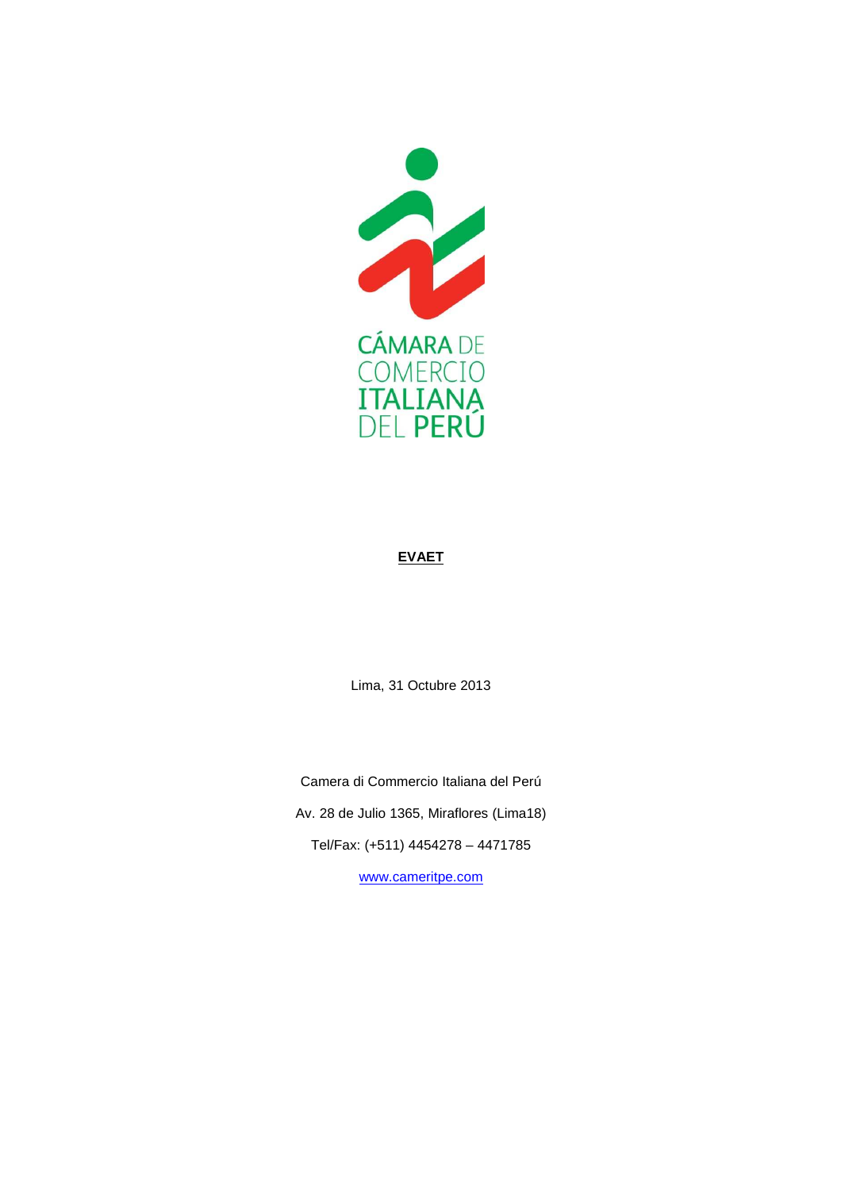CÁMARA DE COMERCIO ITALIANA DEL PERÚ

**EVAET**

Lima, 31 Octubre 2013

Camera di Commercio Italiana del Perú

Av. 28 de Julio 1365, Miraflores (Lima18)

Tel/Fax: (+511) 4454278 – 4471785

[www.cameritpe.com](http://www.cameritpe.com)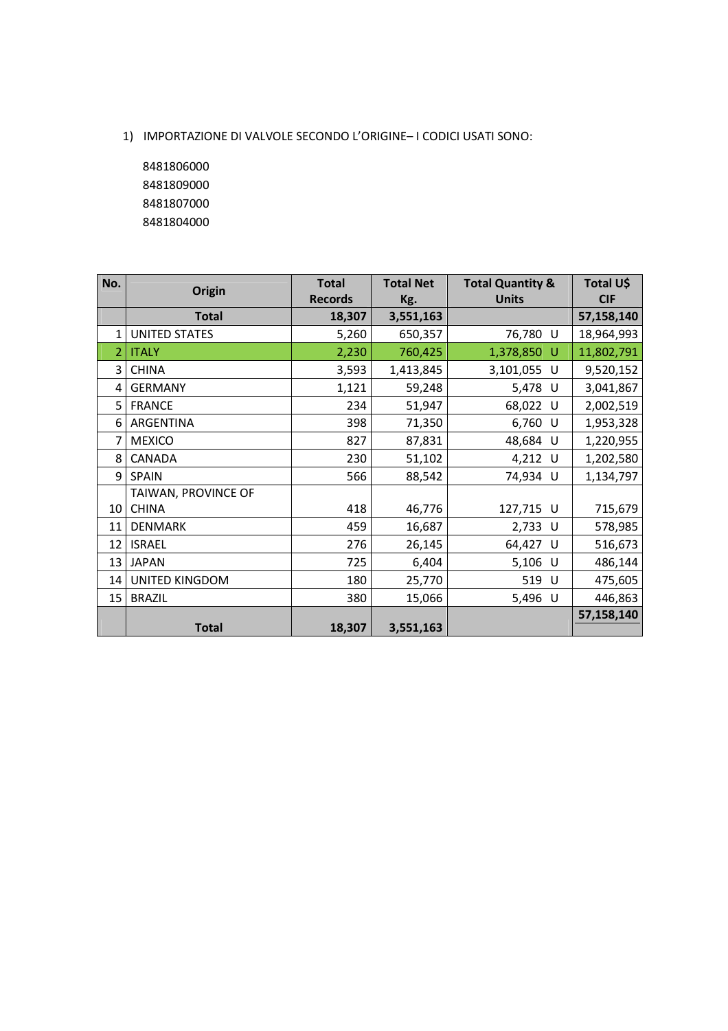1) IMPORTAZIONE DI VALVOLE SECONDO L'ORIGINE– I CODICI USATI SONO:

8481806000
8481809000
8481807000
8481804000

| No. | Origin | Total Records | Total Net Kg. | Total Quantity & Units | Total U$ CIF |
|---|---|---|---|---|---|
| | **Total** | **18,307** | **3,551,163** | | **57,158,140** |
| 1 | UNITED STATES | 5,260 | 650,357 | 76,780 U | 18,964,993 |
| 2 | ITALY | 2,230 | 760,425 | 1,378,850 U | 11,802,791 |
| 3 | CHINA | 3,593 | 1,413,845 | 3,101,055 U | 9,520,152 |
| 4 | GERMANY | 1,121 | 59,248 | 5,478 U | 3,041,867 |
| 5 | FRANCE | 234 | 51,947 | 68,022 U | 2,002,519 |
| 6 | ARGENTINA | 398 | 71,350 | 6,760 U | 1,953,328 |
| 7 | MEXICO | 827 | 87,831 | 48,684 U | 1,220,955 |
| 8 | CANADA | 230 | 51,102 | 4,212 U | 1,202,580 |
| 9 | SPAIN | 566 | 88,542 | 74,934 U | 1,134,797 |
| 10 | TAIWAN, PROVINCE OF CHINA | 418 | 46,776 | 127,715 U | 715,679 |
| 11 | DENMARK | 459 | 16,687 | 2,733 U | 578,985 |
| 12 | ISRAEL | 276 | 26,145 | 64,427 U | 516,673 |
| 13 | JAPAN | 725 | 6,404 | 5,106 U | 486,144 |
| 14 | UNITED KINGDOM | 180 | 25,770 | 519 U | 475,605 |
| 15 | BRAZIL | 380 | 15,066 | 5,496 U | 446,863 |
| | **Total** | **18,307** | **3,551,163** | | **57,158,140** |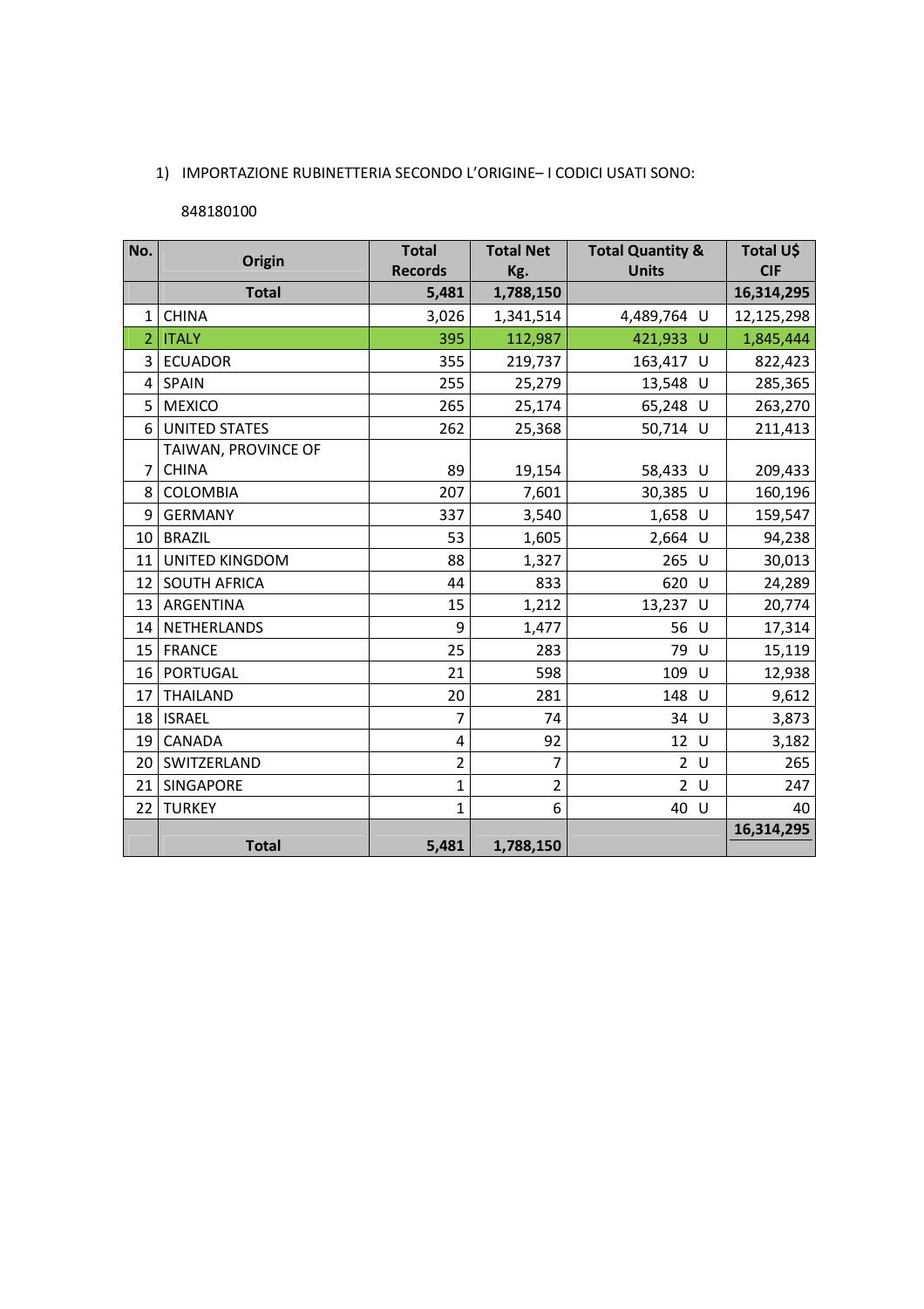1) IMPORTAZIONE RUBINETTERIA SECONDO L'ORIGINE– I CODICI USATI SONO:

848180100

| No. | Origin | Total Records | Total Net Kg. | Total Quantity & Units | | Total U$ CIF |
|---|---|---|---|---|---|---|
| | **Total** | **5,481** | **1,788,150** | | | **16,314,295** |
| 1 | CHINA | 3,026 | 1,341,514 | 4,489,764 | U | 12,125,298 |
| 2 | ITALY | 395 | 112,987 | 421,933 | U | 1,845,444 |
| 3 | ECUADOR | 355 | 219,737 | 163,417 | U | 822,423 |
| 4 | SPAIN | 255 | 25,279 | 13,548 | U | 285,365 |
| 5 | MEXICO | 265 | 25,174 | 65,248 | U | 263,270 |
| 6 | UNITED STATES | 262 | 25,368 | 50,714 | U | 211,413 |
| 7 | TAIWAN, PROVINCE OF CHINA | 89 | 19,154 | 58,433 | U | 209,433 |
| 8 | COLOMBIA | 207 | 7,601 | 30,385 | U | 160,196 |
| 9 | GERMANY | 337 | 3,540 | 1,658 | U | 159,547 |
| 10 | BRAZIL | 53 | 1,605 | 2,664 | U | 94,238 |
| 11 | UNITED KINGDOM | 88 | 1,327 | 265 | U | 30,013 |
| 12 | SOUTH AFRICA | 44 | 833 | 620 | U | 24,289 |
| 13 | ARGENTINA | 15 | 1,212 | 13,237 | U | 20,774 |
| 14 | NETHERLANDS | 9 | 1,477 | 56 | U | 17,314 |
| 15 | FRANCE | 25 | 283 | 79 | U | 15,119 |
| 16 | PORTUGAL | 21 | 598 | 109 | U | 12,938 |
| 17 | THAILAND | 20 | 281 | 148 | U | 9,612 |
| 18 | ISRAEL | 7 | 74 | 34 | U | 3,873 |
| 19 | CANADA | 4 | 92 | 12 | U | 3,182 |
| 20 | SWITZERLAND | 2 | 7 | 2 | U | 265 |
| 21 | SINGAPORE | 1 | 2 | 2 | U | 247 |
| 22 | TURKEY | 1 | 6 | 40 | U | 40 |
| | **Total** | **5,481** | **1,788,150** | | | **16,314,295** |